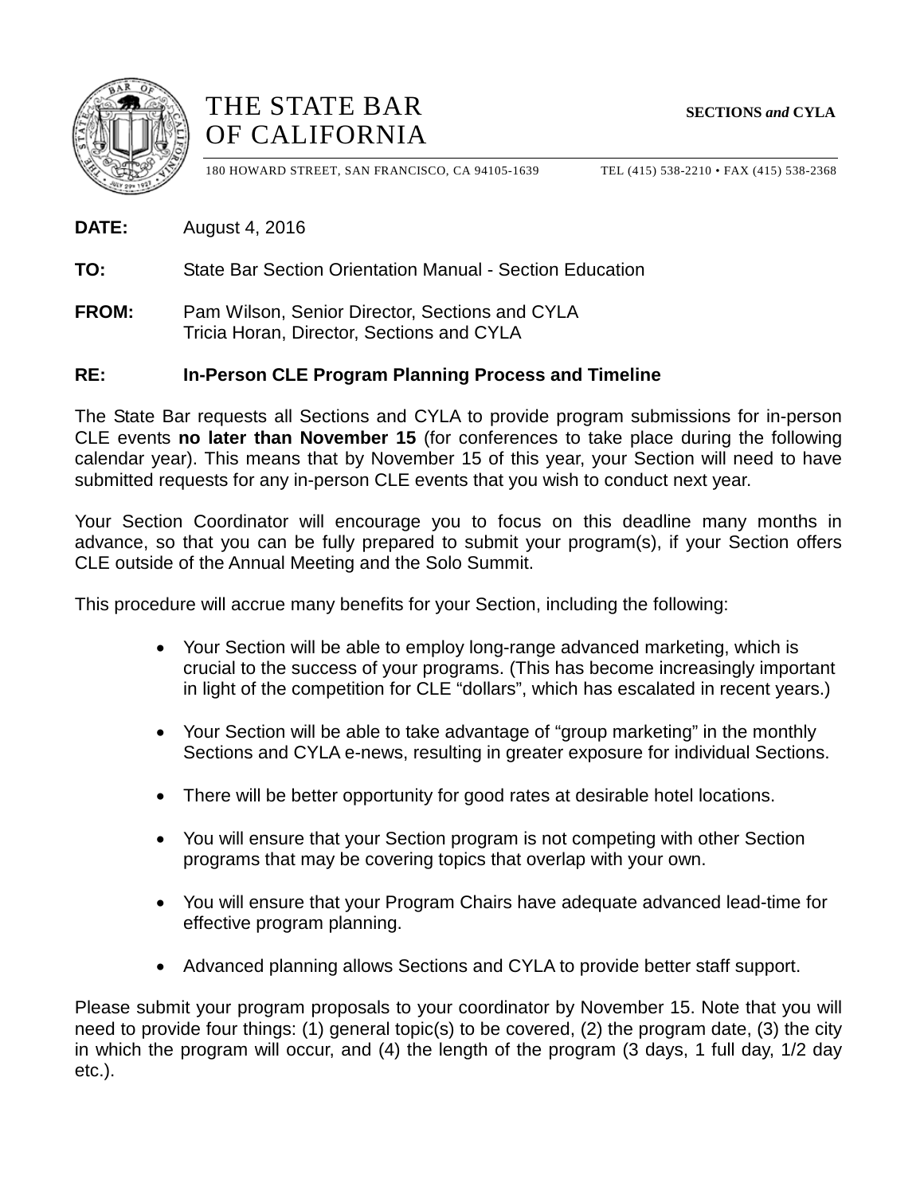# THE STATE BAR OF CALIFORNIA

**SECTIONS *and* CYLA**

180 HOWARD STREET, SAN FRANCISCO, CA 94105-1639 TEL (415) 538-2210 • FAX (415) 538-2368

**DATE:** August 4, 2016

**TO:** State Bar Section Orientation Manual - Section Education

**FROM:** Pam Wilson, Senior Director, Sections and CYLA
Tricia Horan, Director, Sections and CYLA

**RE: In-Person CLE Program Planning Process and Timeline**

The State Bar requests all Sections and CYLA to provide program submissions for in-person CLE events **no later than November 15** (for conferences to take place during the following calendar year). This means that by November 15 of this year, your Section will need to have submitted requests for any in-person CLE events that you wish to conduct next year.

Your Section Coordinator will encourage you to focus on this deadline many months in advance, so that you can be fully prepared to submit your program(s), if your Section offers CLE outside of the Annual Meeting and the Solo Summit.

This procedure will accrue many benefits for your Section, including the following:

- Your Section will be able to employ long-range advanced marketing, which is crucial to the success of your programs. (This has become increasingly important in light of the competition for CLE "dollars", which has escalated in recent years.)
- Your Section will be able to take advantage of "group marketing" in the monthly Sections and CYLA e-news, resulting in greater exposure for individual Sections.
- There will be better opportunity for good rates at desirable hotel locations.
- You will ensure that your Section program is not competing with other Section programs that may be covering topics that overlap with your own.
- You will ensure that your Program Chairs have adequate advanced lead-time for effective program planning.
- Advanced planning allows Sections and CYLA to provide better staff support.

Please submit your program proposals to your coordinator by November 15. Note that you will need to provide four things: (1) general topic(s) to be covered, (2) the program date, (3) the city in which the program will occur, and (4) the length of the program (3 days, 1 full day, 1/2 day etc.).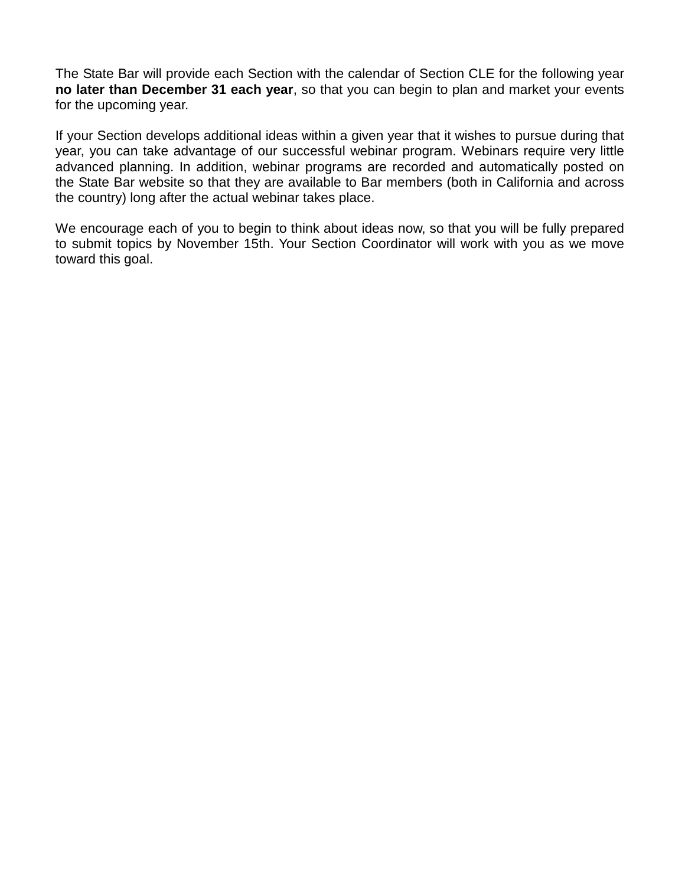The State Bar will provide each Section with the calendar of Section CLE for the following year **no later than December 31 each year**, so that you can begin to plan and market your events for the upcoming year.

If your Section develops additional ideas within a given year that it wishes to pursue during that year, you can take advantage of our successful webinar program. Webinars require very little advanced planning. In addition, webinar programs are recorded and automatically posted on the State Bar website so that they are available to Bar members (both in California and across the country) long after the actual webinar takes place.

We encourage each of you to begin to think about ideas now, so that you will be fully prepared to submit topics by November 15th. Your Section Coordinator will work with you as we move toward this goal.